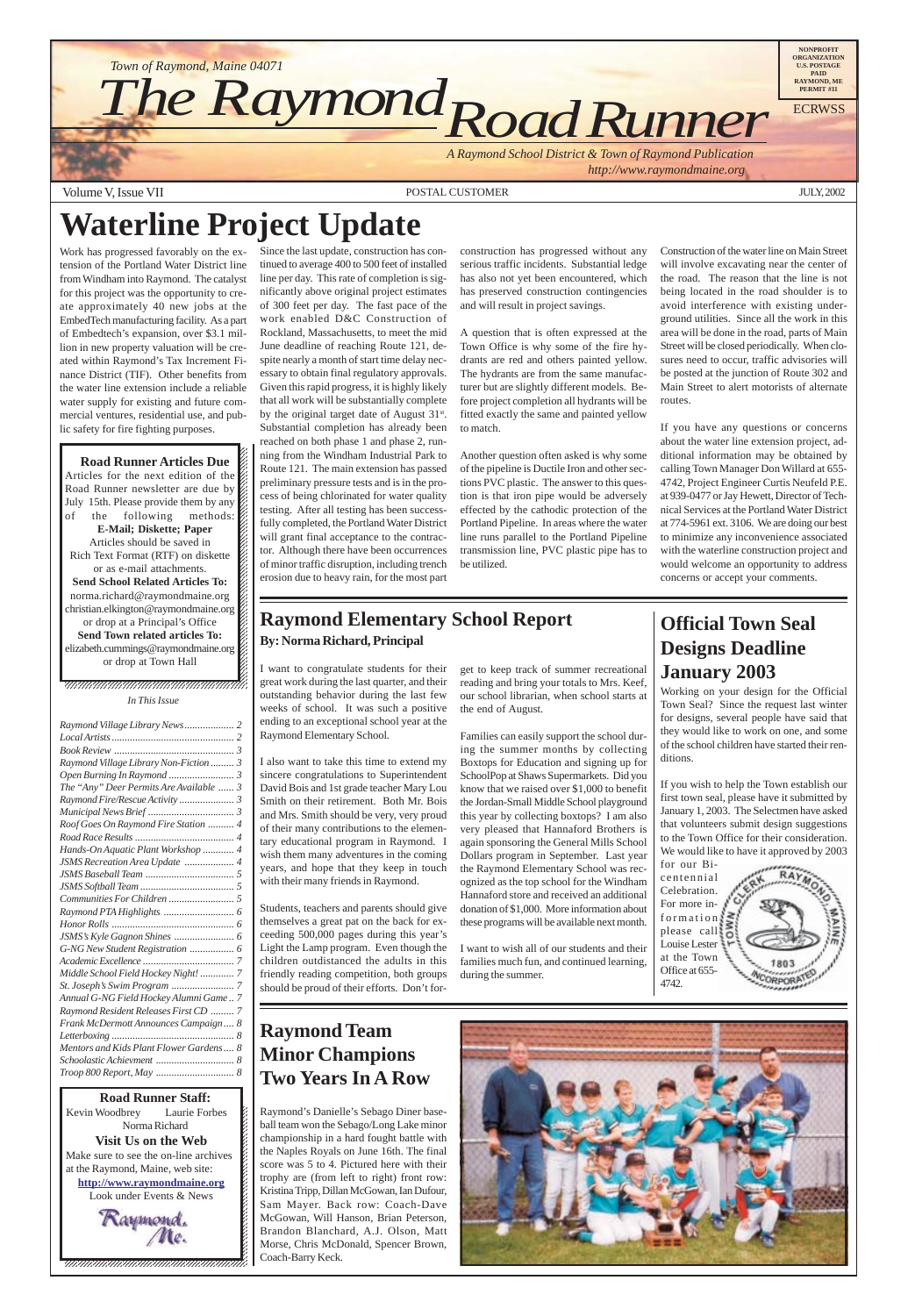Town of Raymond, Maine 04071

# The Raymond Road Runner

*A Raymond School District & Town of Raymond Publication*
*http://www.raymondmaine.org*

NONPROFIT ORGANIZATION U.S. POSTAGE PAID RAYMOND, ME PERMIT #11

ECRWSS

Volume V, Issue VII — POSTAL CUSTOMER — JULY, 2002

# Waterline Project Update

Work has progressed favorably on the extension of the Portland Water District line from Windham into Raymond. The catalyst for this project was the opportunity to create approximately 40 new jobs at the EmbedTech manufacturing facility. As a part of Embedtech's expansion, over $3.1 million in new property valuation will be created within Raymond's Tax Increment Finance District (TIF). Other benefits from the water line extension include a reliable water supply for existing and future commercial ventures, residential use, and public safety for fire fighting purposes.

Since the last update, construction has continued to average 400 to 500 feet of installed line per day. This rate of completion is significantly above original project estimates of 300 feet per day. The fast pace of the work enabled D&C Construction of Rockland, Massachusetts, to meet the mid June deadline of reaching Route 121, despite nearly a month of start time delay necessary to obtain final regulatory approvals. Given this rapid progress, it is highly likely that all work will be substantially complete by the original target date of August 31st. Substantial completion has already been reached on both phase 1 and phase 2, running from the Windham Industrial Park to Route 121. The main extension has passed preliminary pressure tests and is in the process of being chlorinated for water quality testing. After all testing has been successfully completed, the Portland Water District will grant final acceptance to the contractor. Although there have been occurrences of minor traffic disruption, including trench erosion due to heavy rain, for the most part construction has progressed without any serious traffic incidents. Substantial ledge has also not yet been encountered, which has preserved construction contingencies and will result in project savings.

A question that is often expressed at the Town Office is why some of the fire hydrants are red and others painted yellow. The hydrants are from the same manufacturer but are slightly different models. Before project completion all hydrants will be fitted exactly the same and painted yellow to match.

Another question often asked is why some of the pipeline is Ductile Iron and other sections PVC plastic. The answer to this question is that iron pipe would be adversely effected by the cathodic protection of the Portland Pipeline. In areas where the water line runs parallel to the Portland Pipeline transmission line, PVC plastic pipe has to be utilized.

Construction of the water line on Main Street will involve excavating near the center of the road. The reason that the line is not being located in the road shoulder is to avoid interference with existing underground utilities. Since all the work in this area will be done in the road, parts of Main Street will be closed periodically. When closures need to occur, traffic advisories will be posted at the junction of Route 302 and Main Street to alert motorists of alternate routes.

If you have any questions or concerns about the water line extension project, additional information may be obtained by calling Town Manager Don Willard at 655-4742, Project Engineer Curtis Neufeld P.E. at 939-0477 or Jay Hewett, Director of Technical Services at the Portland Water District at 774-5961 ext. 3106. We are doing our best to minimize any inconvenience associated with the waterline construction project and would welcome an opportunity to address concerns or accept your comments.

### Road Runner Articles Due

Articles for the next edition of the Road Runner newsletter are due by July 15th. Please provide them by any of the following methods:

**E-Mail; Diskette; Paper**

Articles should be saved in Rich Text Format (RTF) on diskette or as e-mail attachments.

**Send School Related Articles To:**
norma.richard@raymondmaine.org
christian.elkington@raymondmaine.org
or drop at a Principal's Office

**Send Town related articles To:**
elizabeth.cummings@raymondmaine.org
or drop at Town Hall

*In This Issue*

| Article | Page |
|---|---|
| Raymond Village Library News | 2 |
| Local Artists | 2 |
| Book Review | 3 |
| Raymond Village Library Non-Fiction | 3 |
| Open Burning In Raymond | 3 |
| The "Any" Deer Permits Are Available | 3 |
| Raymond Fire/Rescue Activity | 3 |
| Municipal News Brief | 3 |
| Roof Goes On Raymond Fire Station | 4 |
| Road Race Results | 4 |
| Hands-On Aquatic Plant Workshop | 4 |
| JSMS Recreation Area Update | 4 |
| JSMS Baseball Team | 5 |
| JSMS Softball Team | 5 |
| Communities For Children | 5 |
| Raymond PTA Highlights | 6 |
| Honor Rolls | 6 |
| JSMS's Kyle Gagnon Shines | 6 |
| G-NG New Student Registration | 6 |
| Academic Excellence | 7 |
| Middle School Field Hockey Night! | 7 |
| St. Joseph's Swim Program | 7 |
| Annual G-NG Field Hockey Alumni Game | 7 |
| Raymond Resident Releases First CD | 7 |
| Frank McDermott Announces Campaign | 8 |
| Letterboxing | 8 |
| Mentors and Kids Plant Flower Gardens | 8 |
| Schoolastic Achievement | 8 |
| Troop 800 Report, May | 8 |

### Road Runner Staff:

Kevin Woodbrey, Laurie Forbes, Norma Richard

**Visit Us on the Web**

Make sure to see the on-line archives at the Raymond, Maine, web site:
**http://www.raymondmaine.org**
Look under Events & News

## Raymond Elementary School Report

**By: Norma Richard, Principal**

I want to congratulate students for their great work during the last quarter, and their outstanding behavior during the last few weeks of school. It was such a positive ending to an exceptional school year at the Raymond Elementary School.

I also want to take this time to extend my sincere congratulations to Superintendent David Bois and 1st grade teacher Mary Lou Smith on their retirement. Both Mr. Bois and Mrs. Smith should be very, very proud of their many contributions to the elementary educational program in Raymond. I wish them many adventures in the coming years, and hope that they keep in touch with their many friends in Raymond.

Students, teachers and parents should give themselves a great pat on the back for exceeding 500,000 pages during this year's Light the Lamp program. Even though the children outdistanced the adults in this friendly reading competition, both groups should be proud of their efforts. Don't forget to keep track of summer recreational reading and bring your totals to Mrs. Keef, our school librarian, when school starts at the end of August.

Families can easily support the school during the summer months by collecting Boxtops for Education and signing up for SchoolPop at Shaws Supermarkets. Did you know that we raised over $1,000 to benefit the Jordan-Small Middle School playground this year by collecting boxtops? I am also very pleased that Hannaford Brothers is again sponsoring the General Mills School Dollars program in September. Last year the Raymond Elementary School was recognized as the top school for the Windham Hannaford store and received an additional donation of $1,000. More information about these programs will be available next month.

I want to wish all of our students and their families much fun, and continued learning, during the summer.

## Official Town Seal Designs Deadline January 2003

Working on your design for the Official Town Seal? Since the request last winter for designs, several people have said that they would like to work on one, and some of the school children have started their renditions.

If you wish to help the Town establish our first town seal, please have it submitted by January 1, 2003. The Selectmen have asked that volunteers submit design suggestions to the Town Office for their consideration. We would like to have it approved by 2003 for our Bicentennial Celebration. For more information please call Louise Lester at the Town Office at 655-4742.

## Raymond Team Minor Champions Two Years In A Row

Raymond's Danielle's Sebago Diner baseball team won the Sebago/Long Lake minor championship in a hard fought battle with the Naples Royals on June 16th. The final score was 5 to 4. Pictured here with their trophy are (from left to right) front row: Kristina Tripp, Dillan McGowan, Ian Dufour, Sam Mayer. Back row: Coach-Dave McGowan, Will Hanson, Brian Peterson, Brandon Blanchard, A.J. Olson, Matt Morse, Chris McDonald, Spencer Brown, Coach-Barry Keck.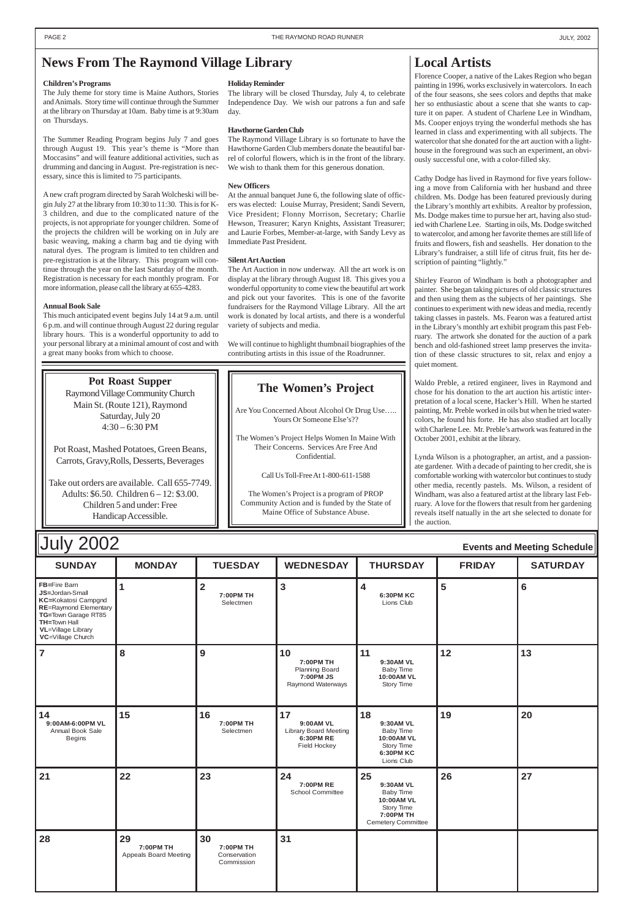# News From The Raymond Village Library

### Children's Programs

The July theme for story time is Maine Authors, Stories and Animals. Story time will continue through the Summer at the library on Thursday at 10am. Baby time is at 9:30am on Thursdays.

The Summer Reading Program begins July 7 and goes through August 19. This year's theme is "More than Moccasins" and will feature additional activities, such as drumming and dancing in August. Pre-registration is necessary, since this is limited to 75 participants.

A new craft program directed by Sarah Wolcheski will begin July 27 at the library from 10:30 to 11:30. This is for K-3 children, and due to the complicated nature of the projects, is not appropriate for younger children. Some of the projects the children will be working on in July are basic weaving, making a charm bag and tie dying with natural dyes. The program is limited to ten children and pre-registration is at the library. This program will continue through the year on the last Saturday of the month. Registration is necessary for each monthly program. For more information, please call the library at 655-4283.

### Annual Book Sale

This much anticipated event begins July 14 at 9 a.m. until 6 p.m. and will continue through August 22 during regular library hours. This is a wonderful opportunity to add to your personal library at a minimal amount of cost and with a great many books from which to choose.

### Holiday Reminder

The library will be closed Thursday, July 4, to celebrate Independence Day. We wish our patrons a fun and safe day.

### Hawthorne Garden Club

The Raymond Village Library is so fortunate to have the Hawthorne Garden Club members donate the beautiful barrel of colorful flowers, which is in the front of the library. We wish to thank them for this generous donation.

### New Officers

At the annual banquet June 6, the following slate of officers was elected: Louise Murray, President; Sandi Severn, Vice President; Flonny Morrison, Secretary; Charlie Hewson, Treasurer; Karyn Knights, Assistant Treasurer; and Laurie Forbes, Member-at-large, with Sandy Levy as Immediate Past President.

### Silent Art Auction

The Art Auction in now underway. All the art work is on display at the library through August 18. This gives you a wonderful opportunity to come view the beautiful art work and pick out your favorites. This is one of the favorite fundraisers for the Raymond Village Library. All the art work is donated by local artists, and there is a wonderful variety of subjects and media.

We will continue to highlight thumbnail biographies of the contributing artists in this issue of the Roadrunner.

## Pot Roast Supper

Raymond Village Community Church
Main St. (Route 121), Raymond
Saturday, July 20
4:30 – 6:30 PM

Pot Roast, Mashed Potatoes, Green Beans, Carrots, Gravy,Rolls, Desserts, Beverages

Take out orders are available. Call 655-7749.
Adults: $6.50. Children 6 – 12: $3.00.
Children 5 and under: Free
Handicap Accessible.

## The Women's Project

Are You Concerned About Alcohol Or Drug Use….. Yours Or Someone Else's??

The Women's Project Helps Women In Maine With Their Concerns. Services Are Free And Confidential.

Call Us Toll-Free At 1-800-611-1588

The Women's Project is a program of PROP Community Action and is funded by the State of Maine Office of Substance Abuse.

# Local Artists

Florence Cooper, a native of the Lakes Region who began painting in 1996, works exclusively in watercolors. In each of the four seasons, she sees colors and depths that make her so enthusiastic about a scene that she wants to capture it on paper. A student of Charlene Lee in Windham, Ms. Cooper enjoys trying the wonderful methods she has learned in class and experimenting with all subjects. The watercolor that she donated for the art auction with a lighthouse in the foreground was such an experiment, an obviously successful one, with a color-filled sky.

Cathy Dodge has lived in Raymond for five years following a move from California with her husband and three children. Ms. Dodge has been featured previously during the Library's monthly art exhibits. A realtor by profession, Ms. Dodge makes time to pursue her art, having also studied with Charlene Lee. Starting in oils, Ms. Dodge switched to watercolor, and among her favorite themes are still life of fruits and flowers, fish and seashells. Her donation to the Library's fundraiser, a still life of citrus fruit, fits her description of painting "lightly."

Shirley Fearon of Windham is both a photographer and painter. She began taking pictures of old classic structures and then using them as the subjects of her paintings. She continues to experiment with new ideas and media, recently taking classes in pastels. Ms. Fearon was a featured artist in the Library's monthly art exhibit program this past February. The artwork she donated for the auction of a park bench and old-fashioned street lamp preserves the invitation of these classic structures to sit, relax and enjoy a quiet moment.

Waldo Preble, a retired engineer, lives in Raymond and chose for his donation to the art auction his artistic interpretation of a local scene, Hacker's Hill. When he started painting, Mr. Preble worked in oils but when he tried watercolors, he found his forte. He has also studied art locally with Charlene Lee. Mr. Preble's artwork was featured in the October 2001, exhibit at the library.

Lynda Wilson is a photographer, an artist, and a passionate gardener. With a decade of painting to her credit, she is comfortable working with watercolor but continues to study other media, recently pastels. Ms. Wilson, a resident of Windham, was also a featured artist at the library last February. A love for the flowers that result from her gardening reveals itself natually in the art she selected to donate for the auction.

# July 2002

**Events and Meeting Schedule**

| SUNDAY | MONDAY | TUESDAY | WEDNESDAY | THURSDAY | FRIDAY | SATURDAY |
|---|---|---|---|---|---|---|
| **FB**=Fire Barn<br>**JS**=Jordan-Small<br>**KC**=Kokatosi Campgnd<br>**RE**=Raymond Elementary<br>**TG**=Town Garage RT85<br>**TH**=Town Hall<br>**VL**=Village Library<br>**VC**=Village Church | 1 | 2<br>**7:00PM TH**<br>Selectmen | 3 | 4<br>**6:30PM KC**<br>Lions Club | 5 | 6 |
| 7 | 8 | 9 | 10<br>**7:00PM TH**<br>Planning Board<br>**7:00PM JS**<br>Raymond Waterways | 11<br>**9:30AM VL**<br>Baby Time<br>**10:00AM VL**<br>Story Time | 12 | 13 |
| 14<br>**9:00AM-6:00PM VL**<br>Annual Book Sale Begins | 15 | 16<br>**7:00PM TH**<br>Selectmen | 17<br>**9:00AM VL**<br>Library Board Meeting<br>**6:30PM RE**<br>Field Hockey | 18<br>**9:30AM VL**<br>Baby Time<br>**10:00AM VL**<br>Story Time<br>**6:30PM KC**<br>Lions Club | 19 | 20 |
| 21 | 22 | 23 | 24<br>**7:00PM RE**<br>School Committee | 25<br>**9:30AM VL**<br>Baby Time<br>**10:00AM VL**<br>Story Time<br>**7:00PM TH**<br>Cemetery Committee | 26 | 27 |
| 28 | 29<br>**7:00PM TH**<br>Appeals Board Meeting | 30<br>**7:00PM TH**<br>Conservation Commission | 31 | | | |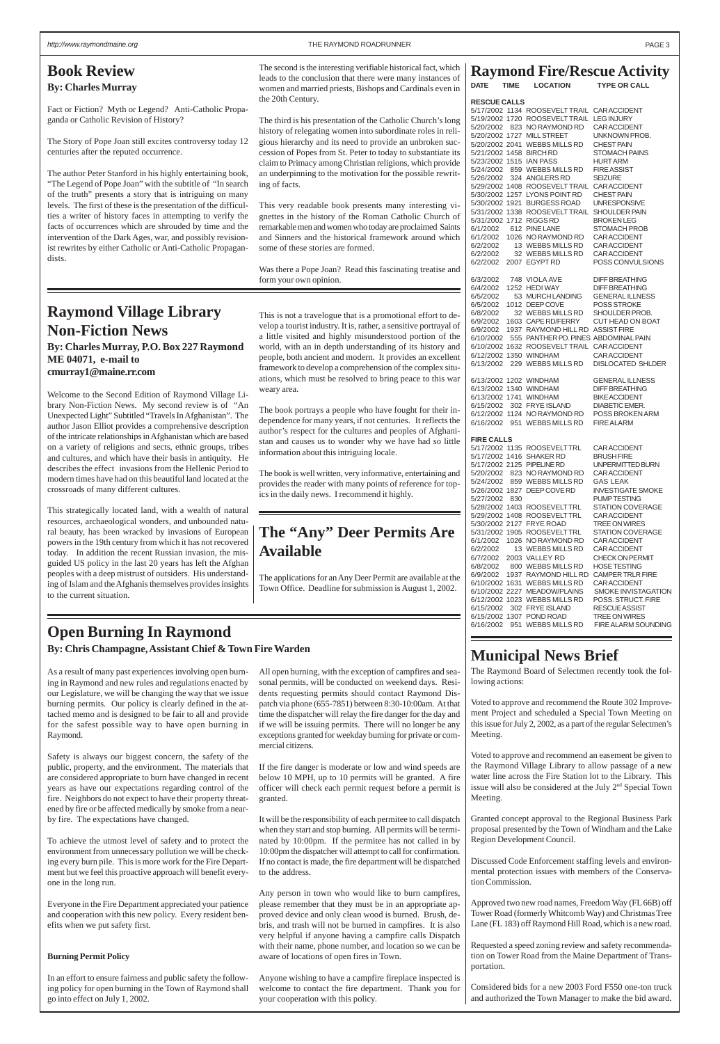## Book Review

**By: Charles Murray**

Fact or Fiction? Myth or Legend? Anti-Catholic Propaganda or Catholic Revision of History?

The Story of Pope Joan still excites controversy today 12 centuries after the reputed occurrence.

The author Peter Stanford in his highly entertaining book, "The Legend of Pope Joan" with the subtitle of "In search of the truth" presents a story that is intriguing on many levels. The first of these is the presentation of the difficulties a writer of history faces in attempting to verify the facts of occurrences which are shrouded by time and the intervention of the Dark Ages, war, and possibly revisionist rewrites by either Catholic or Anti-Catholic Propagandists.

The second is the interesting verifiable historical fact, which leads to the conclusion that there were many instances of women and married priests, Bishops and Cardinals even in the 20th Century.

The third is his presentation of the Catholic Church's long history of relegating women into subordinate roles in religious hierarchy and its need to provide an unbroken succession of Popes from St. Peter to today to substantiate its claim to Primacy among Christian religions, which provide an underpinning to the motivation for the possible rewriting of facts.

This very readable book presents many interesting vignettes in the history of the Roman Catholic Church of remarkable men and women who today are proclaimed Saints and Sinners and the historical framework around which some of these stories are formed.

Was there a Pope Joan? Read this fascinating treatise and form your own opinion.

## Raymond Village Library Non-Fiction News

**By: Charles Murray, P.O. Box 227 Raymond ME 04071, e-mail to cmurray1@maine.rr.com**

Welcome to the Second Edition of Raymond Village Library Non-Fiction News. My second review is of "An Unexpected Light" Subtitled "Travels In Afghanistan". The author Jason Elliot provides a comprehensive description of the intricate relationships in Afghanistan which are based on a variety of religions and sects, ethnic groups, tribes and cultures, and which have their basis in antiquity. He describes the effect invasions from the Hellenic Period to modern times have had on this beautiful land located at the crossroads of many different cultures.

This strategically located land, with a wealth of natural resources, archaeological wonders, and unbounded natural beauty, has been wracked by invasions of European powers in the 19th century from which it has not recovered today. In addition the recent Russian invasion, the misguided US policy in the last 20 years has left the Afghan peoples with a deep mistrust of outsiders. His understanding of Islam and the Afghanis themselves provides insights to the current situation.

This is not a travelogue that is a promotional effort to develop a tourist industry. It is, rather, a sensitive portrayal of a little visited and highly misunderstood portion of the world, with an in depth understanding of its history and people, both ancient and modern. It provides an excellent framework to develop a comprehension of the complex situations, which must be resolved to bring peace to this war weary area.

The book portrays a people who have fought for their independence for many years, if not centuries. It reflects the author's respect for the cultures and peoples of Afghanistan and causes us to wonder why we have had so little information about this intriguing locale.

The book is well written, very informative, entertaining and provides the reader with many points of reference for topics in the daily news. I recommend it highly.

## The "Any" Deer Permits Are Available

The applications for an Any Deer Permit are available at the Town Office. Deadline for submission is August 1, 2002.

## Raymond Fire/Rescue Activity

**RESCUE CALLS**

| DATE | TIME | LOCATION | TYPE OR CALL |
|---|---|---|---|
| 5/17/2002 | 1134 | ROOSEVELT TRAIL | CAR ACCIDENT |
| 5/19/2002 | 1720 | ROOSEVELT TRAIL | LEG INJURY |
| 5/20/2002 | 823 | NO RAYMOND RD | CAR ACCIDENT |
| 5/20/2002 | 1727 | MILL STREET | UNKNOWN PROB. |
| 5/20/2002 | 2041 | WEBBS MILLS RD | CHEST PAIN |
| 5/21/2002 | 1458 | BIRCH RD | STOMACH PAINS |
| 5/23/2002 | 1515 | IAN PASS | HURT ARM |
| 5/24/2002 | 859 | WEBBS MILLS RD | FIRE ASSIST |
| 5/26/2002 | 324 | ANGLERS RD | SEIZURE |
| 5/29/2002 | 1408 | ROOSEVELT TRAIL | CAR ACCIDENT |
| 5/30/2002 | 1257 | LYONS POINT RD | CHEST PAIN |
| 5/30/2002 | 1921 | BURGESS ROAD | UNRESPONSIVE |
| 5/31/2002 | 1338 | ROOSEVELT TRAIL | SHOULDER PAIN |
| 5/31/2002 | 1712 | RIGGS RD | BROKEN LEG |
| 6/1/2002 | 612 | PINE LANE | STOMACH PROB |
| 6/1/2002 | 1026 | NO RAYMOND RD | CAR ACCIDENT |
| 6/2/2002 | 13 | WEBBS MILLS RD | CAR ACCIDENT |
| 6/2/2002 | 32 | WEBBS MILLS RD | CAR ACCIDENT |
| 6/2/2002 | 2007 | EGYPT RD | POSS CONVULSIONS |
| 6/3/2002 | 748 | VIOLA AVE | DIFF BREATHING |
| 6/4/2002 | 1252 | HEDI WAY | DIFF BREATHING |
| 6/5/2002 | 53 | MURCH LANDING | GENERAL ILLNESS |
| 6/5/2002 | 1012 | DEEP COVE | POSS STROKE |
| 6/8/2002 | 32 | WEBBS MILLS RD | SHOULDER PROB. |
| 6/9/2002 | 1603 | CAPE RD/FERRY | CUT HEAD ON BOAT |
| 6/9/2002 | 1937 | RAYMOND HILL RD | ASSIST FIRE |
| 6/10/2002 | 555 | PANTHER PD. PINES | ABDOMINAL PAIN |
| 6/10/2002 | 1632 | ROOSEVELT TRAIL | CAR ACCIDENT |
| 6/12/2002 | 1350 | WINDHAM | CAR ACCIDENT |
| 6/13/2002 | 229 | WEBBS MILLS RD | DISLOCATED SHLDER |
| 6/13/2002 | 1202 | WINDHAM | GENERAL ILLNESS |
| 6/13/2002 | 1340 | WINDHAM | DIFF BREATHING |
| 6/13/2002 | 1741 | WINDHAM | BIKE ACCIDENT |
| 6/15/2002 | 302 | FRYE ISLAND | DIABETIC EMER. |
| 6/12/2002 | 1124 | NO RAYMOND RD | POSS BROKEN ARM |
| 6/16/2002 | 951 | WEBBS MILLS RD | FIRE ALARM |

**FIRE CALLS**

| DATE | TIME | LOCATION | TYPE OR CALL |
|---|---|---|---|
| 5/17/2002 | 1135 | ROOSEVELT TRL | CAR ACCIDENT |
| 5/17/2002 | 1416 | SHAKER RD | BRUSH FIRE |
| 5/17/2002 | 2125 | PIPELINE RD | UNPERMITTED BURN |
| 5/20/2002 | 823 | NO RAYMOND RD | CAR ACCIDENT |
| 5/24/2002 | 859 | WEBBS MILLS RD | GAS LEAK |
| 5/26/2002 | 1827 | DEEP COVE RD | INVESTIGATE SMOKE |
| 5/27/2002 | 830 | | PUMP TESTING |
| 5/28/2002 | 1403 | ROOSEVELT TRL | STATION COVERAGE |
| 5/29/2002 | 1408 | ROOSEVELT TRL | CAR ACCIDENT |
| 5/30/2002 | 2127 | FRYE ROAD | TREE ON WIRES |
| 5/31/2002 | 1905 | ROOSEVELT TRL | STATION COVERAGE |
| 6/1/2002 | 1026 | NO RAYMOND RD | CAR ACCIDENT |
| 6/2/2002 | 13 | WEBBS MILLS RD | CAR ACCIDENT |
| 6/7/2002 | 2003 | VALLEY RD | CHECK ON PERMIT |
| 6/8/2002 | 800 | WEBBS MILLS RD | HOSE TESTING |
| 6/9/2002 | 1937 | RAYMOND HILL RD | CAMPER TRLR FIRE |
| 6/10/2002 | 1631 | WEBBS MILLS RD | CAR ACCIDENT |
| 6/10/2002 | 2227 | MEADOW/PLAINS | SMOKE INVISTAGATION |
| 6/12/2002 | 1023 | WEBBS MILLS RD | POSS. STRUCT. FIRE |
| 6/15/2002 | 302 | FRYE ISLAND | RESCUE ASSIST |
| 6/15/2002 | 1307 | POND ROAD | TREE ON WIRES |
| 6/16/2002 | 951 | WEBBS MILLS RD | FIRE ALARM SOUNDING |

## Open Burning In Raymond

**By: Chris Champagne, Assistant Chief & Town Fire Warden**

As a result of many past experiences involving open burning in Raymond and new rules and regulations enacted by our Legislature, we will be changing the way that we issue burning permits. Our policy is clearly defined in the attached memo and is designed to be fair to all and provide for the safest possible way to have open burning in Raymond.

Safety is always our biggest concern, the safety of the public, property, and the environment. The materials that are considered appropriate to burn have changed in recent years as have our expectations regarding control of the fire. Neighbors do not expect to have their property threatened by fire or be affected medically by smoke from a nearby fire. The expectations have changed.

To achieve the utmost level of safety and to protect the environment from unnecessary pollution we will be checking every burn pile. This is more work for the Fire Department but we feel this proactive approach will benefit everyone in the long run.

Everyone in the Fire Department appreciated your patience and cooperation with this new policy. Every resident benefits when we put safety first.

**Burning Permit Policy**

In an effort to ensure fairness and public safety the following policy for open burning in the Town of Raymond shall go into effect on July 1, 2002.

All open burning, with the exception of campfires and seasonal permits, will be conducted on weekend days. Residents requesting permits should contact Raymond Dispatch via phone (655-7851) between 8:30-10:00am. At that time the dispatcher will relay the fire danger for the day and if we will be issuing permits. There will no longer be any exceptions granted for weekday burning for private or commercial citizens.

If the fire danger is moderate or low and wind speeds are below 10 MPH, up to 10 permits will be granted. A fire officer will check each permit request before a permit is granted.

It will be the responsibility of each permitee to call dispatch when they start and stop burning. All permits will be terminated by 10:00pm. If the permitee has not called in by 10:00pm the dispatcher will attempt to call for confirmation. If no contact is made, the fire department will be dispatched to the address.

Any person in town who would like to burn campfires, please remember that they must be in an appropriate approved device and only clean wood is burned. Brush, debris, and trash will not be burned in campfires. It is also very helpful if anyone having a campfire calls Dispatch with their name, phone number, and location so we can be aware of locations of open fires in Town.

Anyone wishing to have a campfire fireplace inspected is welcome to contact the fire department. Thank you for your cooperation with this policy.

## Municipal News Brief

The Raymond Board of Selectmen recently took the following actions:

Voted to approve and recommend the Route 302 Improvement Project and scheduled a Special Town Meeting on this issue for July 2, 2002, as a part of the regular Selectmen's Meeting.

Voted to approve and recommend an easement be given to the Raymond Village Library to allow passage of a new water line across the Fire Station lot to the Library. This issue will also be considered at the July 2nd Special Town Meeting.

Granted concept approval to the Regional Business Park proposal presented by the Town of Windham and the Lake Region Development Council.

Discussed Code Enforcement staffing levels and environmental protection issues with members of the Conservation Commission.

Approved two new road names, Freedom Way (FL 66B) off Tower Road (formerly Whitcomb Way) and Christmas Tree Lane (FL 183) off Raymond Hill Road, which is a new road.

Requested a speed zoning review and safety recommendation on Tower Road from the Maine Department of Transportation.

Considered bids for a new 2003 Ford F550 one-ton truck and authorized the Town Manager to make the bid award.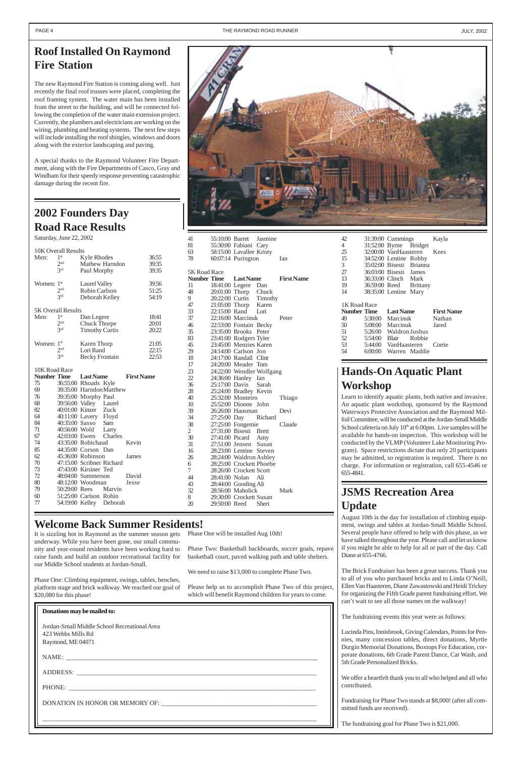## Roof Installed On Raymond Fire Station

The new Raymond Fire Station is coming along well. Just recently the final roof trusses were placed, completing the roof framing system. The water main has been installed from the street to the building, and will be connected following the completion of the water main extension project. Currently, the plumbers and electricians are working on the wiring, plumbing and heating systems. The next few steps will include installing the roof shingles, windows and doors along with the exterior landscaping and paving.

A special thanks to the Raymond Volunteer Fire Department, along with the Fire Departments of Casco, Gray and Windham for their speedy response preventing catastrophic damage during the recent fire.

## 2002 Founders Day Road Race Results

Saturday, June 22, 2002

**10K Overall Results**

| | | | |
|---|---|---|---|
| Men: | 1st | Kyle Rhodes | 36:55 |
| | 2nd | Mathew Harndon | 39:35 |
| | 3rd | Paul Morphy | 39:35 |
| Women: | 1st | Laurel Valley | 39:56 |
| | 2nd | Robin Carlson | 51:25 |
| | 3rd | Deborah Kelley | 54:19 |

**5K Overall Results**

| | | | |
|---|---|---|---|
| Men: | 1st | Dan Legere | 18:41 |
| | 2nd | Chuck Thorpe | 20:01 |
| | 3rd | Timothy Curtis | 20:22 |
| Women: | 1st | Karen Thorp | 21:05 |
| | 2nd | Lori Rand | 22:15 |
| | 3rd | Becky Frontain | 22:53 |

**10K Road Race**

| Number | Time | Last Name | First Name |
|---|---|---|---|
| 75 | 36:55:00 | Rhoads | Kyle |
| 69 | 39:35:00 | Harndon | Matthew |
| 76 | 39:35:00 | Morphy | Paul |
| 68 | 39:56:00 | Valley | Laurel |
| 82 | 40:01:00 | Kinzer | Zuck |
| 64 | 40:11:00 | Lavery | Floyd |
| 84 | 40:35:00 | Sasso | Sam |
| 71 | 40:56:00 | Wold | Larry |
| 67 | 42:03:00 | Ewers | Charles |
| 74 | 43:35:00 | Robichaud | Kevin |
| 85 | 44:35:00 | Corson | Dan |
| 62 | 45:36:00 | Robinson | James |
| 70 | 47:15:00 | Scribner | Richard |
| 73 | 47:43:00 | Kirsiner | Ted |
| 72 | 48:04:00 | Summerson | David |
| 80 | 48:12:00 | Woodman | Jesse |
| 79 | 50:29:00 | Rees | Marvin |
| 60 | 51:25:00 | Carlson | Robin |
| 77 | 54:19:00 | Kelley | Deborah |
| 41 | 55:10:00 | Barret | Jasmine |
| 81 | 55:30:00 | Fabiani | Cary |
| 63 | 58:15:00 | Lavallee | Kristy |
| 78 | 60:07:14 | Purington | Ian |

**5K Road Race**

| Number | Time | Last Name | First Name |
|---|---|---|---|
| 11 | 18:41:00 | Legere | Dan |
| 48 | 20:01:00 | Thorp | Chuck |
| 9 | 20:22:00 | Curtis | Timothy |
| 47 | 21:05:00 | Thorp | Karen |
| 33 | 22:15:00 | Rand | Lori |
| 37 | 22:16:00 | Marcinuk | Peter |
| 46 | 22:53:00 | Fontain | Becky |
| 35 | 23:35:00 | Brooks | Peter |
| 83 | 23:41:00 | Rodgers | Tyler |
| 45 | 23:45:00 | Menzies | Karen |
| 29 | 24:14:00 | Carlson | Jon |
| 18 | 24:17:00 | Randall | Clint |
| 17 | 24:20:00 | Meader | Tom |
| 23 | 24:22:00 | Wendler | Wolfgang |
| 22 | 24:36:00 | Hanley | Ian |
| 36 | 25:17:00 | Davis | Sarah |
| 28 | 25:24:00 | Bradley | Kevin |
| 40 | 25:32:00 | Monteiro | Thiago |
| 10 | 25:52:00 | Dionne | John |
| 39 | 26:26:00 | Hausman | Devi |
| 34 | 27:25:00 | Day | Richard |
| 38 | 27:25:00 | Fongemie | Claude |
| 2 | 27:31:00 | Bisesti | Brett |
| 30 | 27:41:00 | Picard | Amy |
| 31 | 27:51:00 | Jensen | Susan |
| 16 | 28:23:00 | Lentine | Steven |
| 26 | 28:24:00 | Waldron | Ashley |
| 6 | 28:25:00 | Crockett | Phoebe |
| 7 | 28:26:00 | Crockett | Scott |
| 44 | 28:41:00 | Nolan | Ali |
| 43 | 28:44:00 | Gooding | Ali |
| 32 | 28:56:00 | Maholick | Mark |
| 8 | 29:30:00 | Crockett | Susan |
| 20 | 29:50:00 | Reed | Sheri |
| 42 | 31:39:00 | Cummings | Kayla |
| 4 | 31:52:00 | Byrne | Bridget |
| 25 | 32:00:00 | VanHaasteren | Kees |
| 15 | 34:52:00 | Lentine | Robby |
| 3 | 35:02:00 | Bisesti | Brianna |
| 27 | 36:03:00 | Bisesti | James |
| 13 | 36:33:00 | Clinch | Mark |
| 19 | 36:59:00 | Reed | Brittany |
| 14 | 38:35:00 | Lentine | Mary |

**1K Road Race**

| Number | Time | Last Name | First Name |
|---|---|---|---|
| 49 | 5:30:00 | Marcinuk | Nathan |
| 50 | 5:08:00 | Marcinuk | Jared |
| 51 | 5:26:00 | Waldron | Joshus |
| 52 | 5:54:00 | Blair | Robbie |
| 53 | 5:44:00 | VanHaasteren | Corrie |
| 54 | 6:00:00 | Warren | Maddie |

## Hands-On Aquatic Plant Workshop

Learn to identify aquatic plants, both native and invasive. An aquatic plant workshop, sponsored by the Raymond Waterways Protective Association and the Raymond Milfoil Committee, will be conducted at the Jordan-Small Middle School cafeteria on July 10th at 6:00pm. Live samples will be available for hands-on inspection. This workshop will be conducted by the VLMP (Volunteer Lake Monitoring Program). Space restrictions dictate that only 20 participants may be admitted, so registration is required. There is no charge. For information or registration, call 655-4546 or 655-4841.

## Welcome Back Summer Residents!

It is sizzling hot in Raymond as the summer season gets underway. While you have been gone, our small community and year-round residents have been working hard to raise funds and build an outdoor recreational facility for our Middle School students at Jordan-Small.

Phase One: Climbing equipment, swings, tables, benches, platform stage and brick walkway. We reached our goal of $20,080 for this phase!

Phase One will be installed Aug 10th!

Phase Two: Basketball backboards, soccer goals, repave basketball court, paved walking path and table shelters.

We need to raise $13,000 to complete Phase Two.

Please help us to accomplish Phase Two of this project, which will benefit Raymond children for years to come.

**Donations may be mailed to:**

Jordan-Small Middle School Recreational Area
423 Webbs Mills Rd
Raymond, ME 04071

NAME: ______________________________

ADDRESS: ______________________________

PHONE: ______________________________

DONATION IN HONOR OR MEMORY OF: ______________________________

______________________________

## JSMS Recreation Area Update

August 10th is the day for installation of climbing equipment, swings and tables at Jordan-Small Middle School. Several people have offered to help with this phase, as we have talked throughout the year. Please call and let us know if you might be able to help for all or part of the day. Call Diane at 655-4766.

The Brick Fundraiser has been a great success. Thank you to all of you who purchased bricks and to Linda O'Neill, Ellen Van Haasteren, Diane Zawastowski and Heidi Trickey for organizing the Fifth Grade parent fundraising effort. We can't wait to see all those names on the walkway!

The fundraising events this year were as follows:

Lucinda Pins, Innisbrook, Giving Calendars, Points for Pennies, many concession tables, direct donations, Myrtle Durgin Memorial Donations, Boxtops For Education, corporate donations, 6th Grade Parent Dance, Car Wash, and 5th Grade Personalized Bricks.

We offer a heartfelt thank you to all who helped and all who contributed.

Fundraising for Phase Two stands at $8,000! (after all committed funds are received).

The fundraising goal for Phase Two is $21,000.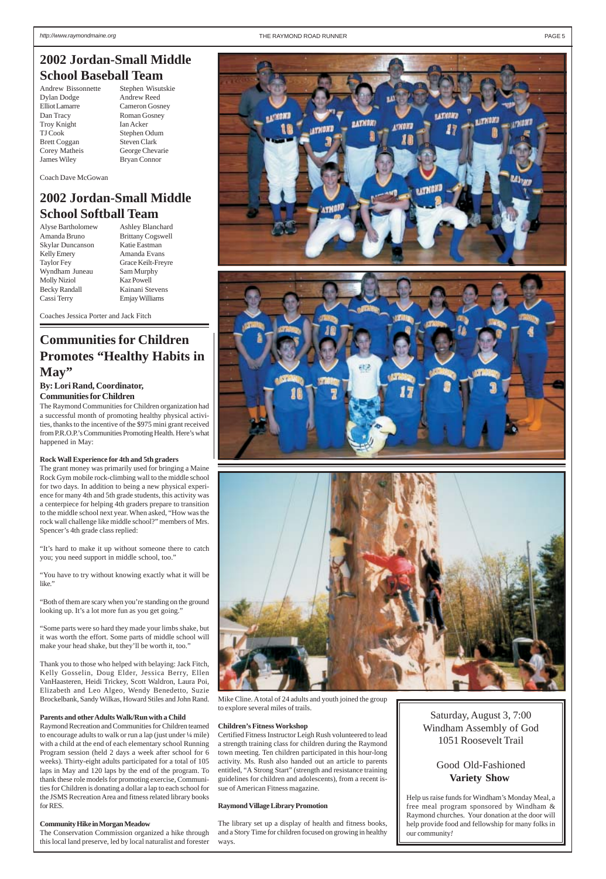## 2002 Jordan-Small Middle School Baseball Team

| | |
|---|---|
| Andrew Bissonnette | Stephen Wisutskie |
| Dylan Dodge | Andrew Reed |
| Elliot Lamarre | Cameron Gosney |
| Dan Tracy | Roman Gosney |
| Troy Knight | Ian Acker |
| TJ Cook | Stephen Odum |
| Brett Coggan | Steven Clark |
| Corey Matheis | George Chevarie |
| James Wiley | Bryan Connor |

Coach Dave McGowan

## 2002 Jordan-Small Middle School Softball Team

| | |
|---|---|
| Alyse Bartholomew | Ashley Blanchard |
| Amanda Bruno | Brittany Cogswell |
| Skylar Duncanson | Katie Eastman |
| Kelly Emery | Amanda Evans |
| Taylor Fey | Grace Keilt-Freyre |
| Wyndham Juneau | Sam Murphy |
| Molly Niziol | Kaz Powell |
| Becky Randall | Kainani Stevens |
| Cassi Terry | Emjay Williams |

Coaches Jessica Porter and Jack Fitch

## Communities for Children Promotes "Healthy Habits in May"

**By: Lori Rand, Coordinator, Communities for Children**

The Raymond Communities for Children organization had a successful month of promoting healthy physical activities, thanks to the incentive of the $975 mini grant received from P.R.O.P.'s Communities Promoting Health. Here's what happened in May:

**Rock Wall Experience for 4th and 5th graders**

The grant money was primarily used for bringing a Maine Rock Gym mobile rock-climbing wall to the middle school for two days. In addition to being a new physical experience for many 4th and 5th grade students, this activity was a centerpiece for helping 4th graders prepare to transition to the middle school next year. When asked, "How was the rock wall challenge like middle school?" members of Mrs. Spencer's 4th grade class replied:

"It's hard to make it up without someone there to catch you; you need support in middle school, too."

"You have to try without knowing exactly what it will be like."

"Both of them are scary when you're standing on the ground looking up. It's a lot more fun as you get going."

"Some parts were so hard they made your limbs shake, but it was worth the effort. Some parts of middle school will make your head shake, but they'll be worth it, too."

Thank you to those who helped with belaying: Jack Fitch, Kelly Gosselin, Doug Elder, Jessica Berry, Ellen VanHaasteren, Heidi Trickey, Scott Waldron, Laura Poi, Elizabeth and Leo Algeo, Wendy Benedetto, Suzie Brockelbank, Sandy Wilkas, Howard Stiles and John Rand.

**Parents and other Adults Walk/Run with a Child**

Raymond Recreation and Communities for Children teamed to encourage adults to walk or run a lap (just under ¼ mile) with a child at the end of each elementary school Running Program session (held 2 days a week after school for 6 weeks). Thirty-eight adults participated for a total of 105 laps in May and 120 laps by the end of the program. To thank these role models for promoting exercise, Communities for Children is donating a dollar a lap to each school for the JSMS Recreation Area and fitness related library books for RES.

**Community Hike in Morgan Meadow**

The Conservation Commission organized a hike through this local land preserve, led by local naturalist and forester Mike Cline. A total of 24 adults and youth joined the group to explore several miles of trails.

**Children's Fitness Workshop**

Certified Fitness Instructor Leigh Rush volunteered to lead a strength training class for children during the Raymond town meeting. Ten children participated in this hour-long activity. Ms. Rush also handed out an article to parents entitled, "A Strong Start" (strength and resistance training guidelines for children and adolescents), from a recent issue of American Fitness magazine.

**Raymond Village Library Promotion**

The library set up a display of health and fitness books, and a Story Time for children focused on growing in healthy ways.

---

Saturday, August 3, 7:00
Windham Assembly of God
1051 Roosevelt Trail

Good Old-Fashioned
**Variety Show**

Help us raise funds for Windham's Monday Meal, a free meal program sponsored by Windham & Raymond churches. Your donation at the door will help provide food and fellowship for many folks in our community!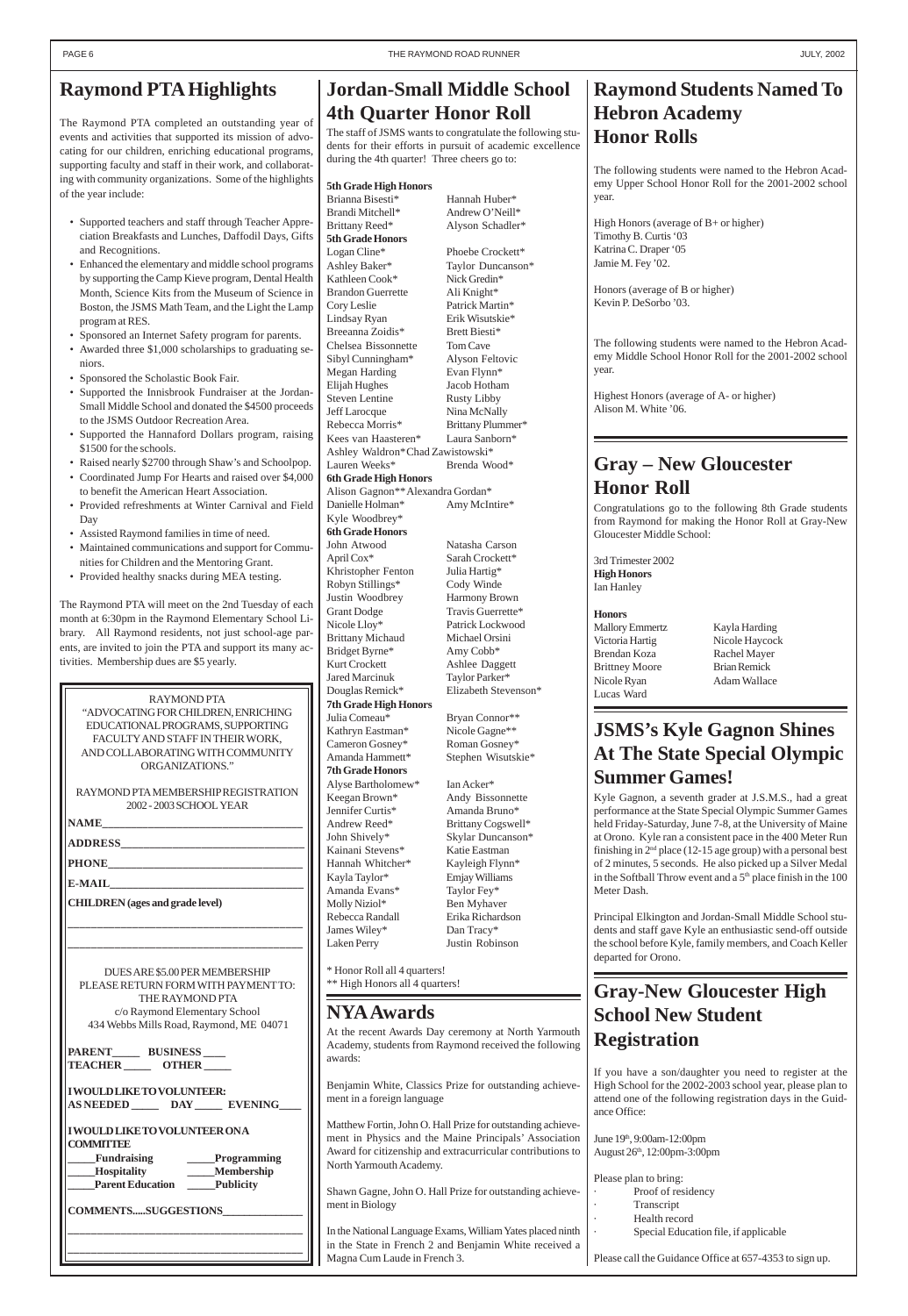## Raymond PTA Highlights

The Raymond PTA completed an outstanding year of events and activities that supported its mission of advocating for our children, enriching educational programs, supporting faculty and staff in their work, and collaborating with community organizations. Some of the highlights of the year include:

- Supported teachers and staff through Teacher Appreciation Breakfasts and Lunches, Daffodil Days, Gifts and Recognitions.
- Enhanced the elementary and middle school programs by supporting the Camp Kieve program, Dental Health Month, Science Kits from the Museum of Science in Boston, the JSMS Math Team, and the Light the Lamp program at RES.
- Sponsored an Internet Safety program for parents.
- Awarded three $1,000 scholarships to graduating seniors.
- Sponsored the Scholastic Book Fair.
- Supported the Innisbrook Fundraiser at the Jordan-Small Middle School and donated the $4500 proceeds to the JSMS Outdoor Recreation Area.
- Supported the Hannaford Dollars program, raising $1500 for the schools.
- Raised nearly $2700 through Shaw's and Schoolpop.
- Coordinated Jump For Hearts and raised over $4,000 to benefit the American Heart Association.
- Provided refreshments at Winter Carnival and Field Day
- Assisted Raymond families in time of need.
- Maintained communications and support for Communities for Children and the Mentoring Grant.
- Provided healthy snacks during MEA testing.

The Raymond PTA will meet on the 2nd Tuesday of each month at 6:30pm in the Raymond Elementary School Library. All Raymond residents, not just school-age parents, are invited to join the PTA and support its many activities. Membership dues are $5 yearly.

RAYMOND PTA
"ADVOCATING FOR CHILDREN, ENRICHING EDUCATIONAL PROGRAMS, SUPPORTING FACULTY AND STAFF IN THEIR WORK, AND COLLABORATING WITH COMMUNITY ORGANIZATIONS."

RAYMOND PTA MEMBERSHIP REGISTRATION
2002 - 2003 SCHOOL YEAR

**NAME**\_\_\_\_\_\_\_\_\_\_\_\_\_\_\_\_\_\_\_\_\_\_\_\_\_\_\_\_\_\_

**ADDRESS**\_\_\_\_\_\_\_\_\_\_\_\_\_\_\_\_\_\_\_\_\_\_\_\_\_\_\_

**PHONE**\_\_\_\_\_\_\_\_\_\_\_\_\_\_\_\_\_\_\_\_\_\_\_\_\_\_\_\_

**E-MAIL**\_\_\_\_\_\_\_\_\_\_\_\_\_\_\_\_\_\_\_\_\_\_\_\_\_\_\_\_

**CHILDREN (ages and grade level)**

\_\_\_\_\_\_\_\_\_\_\_\_\_\_\_\_\_\_\_\_\_\_\_\_\_\_\_\_\_\_\_\_\_\_\_\_

\_\_\_\_\_\_\_\_\_\_\_\_\_\_\_\_\_\_\_\_\_\_\_\_\_\_\_\_\_\_\_\_\_\_\_\_

DUES ARE $5.00 PER MEMBERSHIP
PLEASE RETURN FORM WITH PAYMENT TO:
THE RAYMOND PTA
c/o Raymond Elementary School
434 Webbs Mills Road, Raymond, ME 04071

**PARENT\_\_\_\_\_ BUSINESS \_\_\_\_**
**TEACHER \_\_\_\_\_ OTHER \_\_\_\_\_**

**I WOULD LIKE TO VOLUNTEER:**
**AS NEEDED \_\_\_\_\_ DAY \_\_\_\_\_ EVENING\_\_\_\_**

**I WOULD LIKE TO VOLUNTEER ON A COMMITTEE**
**\_\_\_\_\_Fundraising \_\_\_\_\_Programming**
**\_\_\_\_\_Hospitality \_\_\_\_\_Membership**
**\_\_\_\_\_Parent Education \_\_\_\_\_Publicity**

**COMMENTS.....SUGGESTIONS**\_\_\_\_\_\_\_\_\_\_\_\_\_\_

\_\_\_\_\_\_\_\_\_\_\_\_\_\_\_\_\_\_\_\_\_\_\_\_\_\_\_\_\_\_\_\_\_\_\_\_

\_\_\_\_\_\_\_\_\_\_\_\_\_\_\_\_\_\_\_\_\_\_\_\_\_\_\_\_\_\_\_\_\_\_\_\_

## Jordan-Small Middle School 4th Quarter Honor Roll

The staff of JSMS wants to congratulate the following students for their efforts in pursuit of academic excellence during the 4th quarter! Three cheers go to:

**5th Grade High Honors**
Brianna Bisesti* Hannah Huber*
Brandi Mitchell* Andrew O'Neill*
Brittany Reed* Alyson Schadler*

**5th Grade Honors**
Logan Cline* Phoebe Crockett*
Ashley Baker* Taylor Duncanson*
Kathleen Cook* Nick Gredin*
Brandon Guerrette Ali Knight*
Cory Leslie Patrick Martin*
Lindsay Ryan Erik Wisutskie*
Breeanna Zoidis* Brett Biesti*
Chelsea Bissonnette Tom Cave
Sibyl Cunningham* Alyson Feltovic
Megan Harding Evan Flynn*
Elijah Hughes Jacob Hotham
Steven Lentine Rusty Libby
Jeff Larocque Nina McNally
Rebecca Morris* Brittany Plummer*
Kees van Haasteren* Laura Sanborn*
Ashley Waldron* Chad Zawistowski*
Lauren Weeks* Brenda Wood*

**6th Grade High Honors**
Alison Gagnon** Alexandra Gordan*
Danielle Holman* Amy McIntire*
Kyle Woodbrey*

**6th Grade Honors**
John Atwood Natasha Carson
April Cox* Sarah Crockett*
Khristopher Fenton Julia Hartig*
Robyn Stillings* Cody Winde
Justin Woodbrey Harmony Brown
Grant Dodge Travis Guerrette*
Nicole Lloy* Patrick Lockwood
Brittany Michaud Michael Orsini
Bridget Byrne* Amy Cobb*
Kurt Crockett Ashlee Daggett
Jared Marcinuk Taylor Parker*
Douglas Remick* Elizabeth Stevenson*

**7th Grade High Honors**
Julia Comeau* Bryan Connor**
Kathryn Eastman* Nicole Gagne**
Cameron Gosney* Roman Gosney*
Amanda Hammett* Stephen Wisutskie*

**7th Grade Honors**
Alyse Bartholomew* Ian Acker*
Keegan Brown* Andy Bissonnette
Jennifer Curtis* Amanda Bruno*
Andrew Reed* Brittany Cogswell*
John Shively* Skylar Duncanson*
Kainani Stevens* Katie Eastman
Hannah Whitcher* Kayleigh Flynn*
Kayla Taylor* Emjay Williams
Amanda Evans* Taylor Fey*
Molly Niziol* Ben Myhaver
Rebecca Randall Erika Richardson
James Wiley* Dan Tracy*
Laken Perry Justin Robinson

\* Honor Roll all 4 quarters!
\*\* High Honors all 4 quarters!

## NYA Awards

At the recent Awards Day ceremony at North Yarmouth Academy, students from Raymond received the following awards:

Benjamin White, Classics Prize for outstanding achievement in a foreign language

Matthew Fortin, John O. Hall Prize for outstanding achievement in Physics and the Maine Principals' Association Award for citizenship and extracurricular contributions to North Yarmouth Academy.

Shawn Gagne, John O. Hall Prize for outstanding achievement in Biology

In the National Language Exams, William Yates placed ninth in the State in French 2 and Benjamin White received a Magna Cum Laude in French 3.

## Raymond Students Named To Hebron Academy Honor Rolls

The following students were named to the Hebron Academy Upper School Honor Roll for the 2001-2002 school year.

High Honors (average of B+ or higher)
Timothy B. Curtis '03
Katrina C. Draper '05
Jamie M. Fey '02.

Honors (average of B or higher)
Kevin P. DeSorbo '03.

The following students were named to the Hebron Academy Middle School Honor Roll for the 2001-2002 school year.

Highest Honors (average of A- or higher)
Alison M. White '06.

## Gray – New Gloucester Honor Roll

Congratulations go to the following 8th Grade students from Raymond for making the Honor Roll at Gray-New Gloucester Middle School:

3rd Trimester 2002
**High Honors**
Ian Hanley

**Honors**
Mallory Emmertz Kayla Harding
Victoria Hartig Nicole Haycock
Brendan Koza Rachel Mayer
Brittney Moore Brian Remick
Nicole Ryan Adam Wallace
Lucas Ward

## JSMS's Kyle Gagnon Shines At The State Special Olympic Summer Games!

Kyle Gagnon, a seventh grader at J.S.M.S., had a great performance at the State Special Olympic Summer Games held Friday-Saturday, June 7-8, at the University of Maine at Orono. Kyle ran a consistent pace in the 400 Meter Run finishing in 2nd place (12-15 age group) with a personal best of 2 minutes, 5 seconds. He also picked up a Silver Medal in the Softball Throw event and a 5th place finish in the 100 Meter Dash.

Principal Elkington and Jordan-Small Middle School students and staff gave Kyle an enthusiastic send-off outside the school before Kyle, family members, and Coach Keller departed for Orono.

## Gray-New Gloucester High School New Student Registration

If you have a son/daughter you need to register at the High School for the 2002-2003 school year, please plan to attend one of the following registration days in the Guidance Office:

June 19th, 9:00am-12:00pm
August 26th, 12:00pm-3:00pm

Please plan to bring:
- Proof of residency
- Transcript
- Health record
- Special Education file, if applicable

Please call the Guidance Office at 657-4353 to sign up.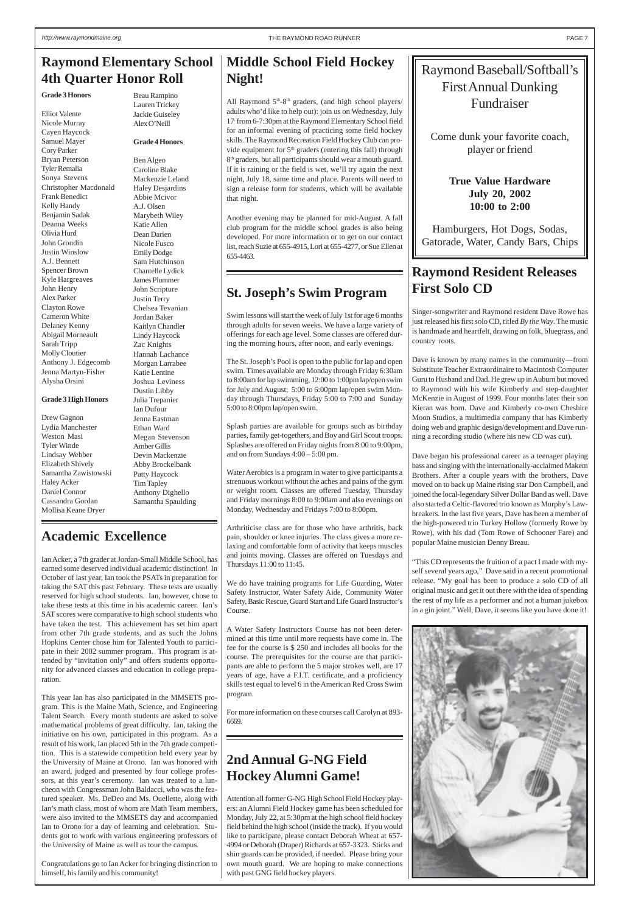# Raymond Elementary School 4th Quarter Honor Roll

**Grade 3 Honors**

Elliot Valente
Nicole Murray
Cayen Haycock
Samuel Mayer
Cory Parker
Bryan Peterson
Tyler Remalia
Sonya Stevens
Christopher Macdonald
Frank Benedict
Kelly Handy
Benjamin Sadak
Deanna Weeks
Olivia Hurd
John Grondin
Justin Winslow
A.J. Bennett
Spencer Brown
Kyle Hargreaves
John Henry
Alex Parker
Clayton Rowe
Cameron White
Delaney Kenny
Abigail Morneault
Sarah Tripp
Molly Cloutier
Anthony J. Edgecomb
Jenna Martyn-Fisher
Alysha Orsini

**Grade 3 High Honors**

Drew Gagnon
Lydia Manchester
Weston Masi
Tyler Winde
Lindsay Webber
Elizabeth Shively
Samantha Zawistowski
Haley Acker
Daniel Connor
Cassandra Gordan
Mollisa Keane Dryer
Beau Rampino
Lauren Trickey
Jackie Guiseley
Alex O'Neill

**Grade 4 Honors**

Ben Algeo
Caroline Blake
Mackenzie Leland
Haley Desjardins
Abbie Mcivor
A.J. Olsen
Marybeth Wiley
Katie Allen
Dean Darien
Nicole Fusco
Emily Dodge
Sam Hutchinson
Chantelle Lydick
James Plummer
John Scripture
Justin Terry
Chelsea Tevanian
Jordan Baker
Kaitlyn Chandler
Lindy Haycock
Zac Knights
Hannah Lachance
Morgan Larrabee
Katie Lentine
Joshua Leviness
Dustin Libby
Julia Trepanier
Ian Dufour
Jenna Eastman
Ethan Ward
Megan Stevenson
Amber Gillis
Devin Mackenzie
Abby Brockelbank
Patty Haycock
Tim Tapley
Anthony Dighello
Samantha Spaulding

# Academic Excellence

Ian Acker, a 7th grader at Jordan-Small Middle School, has earned some deserved individual academic distinction! In October of last year, Ian took the PSATs in preparation for taking the SAT this past February. These tests are usually reserved for high school students. Ian, however, chose to take these tests at this time in his academic career. Ian's SAT scores were comparative to high school students who have taken the test. This achievement has set him apart from other 7th grade students, and as such the Johns Hopkins Center chose him for Talented Youth to participate in their 2002 summer program. This program is attended by "invitation only" and offers students opportunity for advanced classes and education in college preparation.

This year Ian has also participated in the MMSETS program. This is the Maine Math, Science, and Engineering Talent Search. Every month students are asked to solve mathematical problems of great difficulty. Ian, taking the initiative on his own, participated in this program. As a result of his work, Ian placed 5th in the 7th grade competition. This is a statewide competition held every year by the University of Maine at Orono. Ian was honored with an award, judged and presented by four college professors, at this year's ceremony. Ian was treated to a luncheon with Congressman John Baldacci, who was the featured speaker. Ms. DeDeo and Ms. Ouellette, along with Ian's math class, most of whom are Math Team members, were also invited to the MMSETS day and accompanied Ian to Orono for a day of learning and celebration. Students got to work with various engineering professors of the University of Maine as well as tour the campus.

Congratulations go to Ian Acker for bringing distinction to himself, his family and his community!

# Middle School Field Hockey Night!

All Raymond 5th-8th graders, (and high school players/ adults who'd like to help out): join us on Wednesday, July 17 from 6-7:30pm at the Raymond Elementary School field for an informal evening of practicing some field hockey skills. The Raymond Recreation Field Hockey Club can provide equipment for 5th graders (entering this fall) through 8th graders, but all participants should wear a mouth guard. If it is raining or the field is wet, we'll try again the next night, July 18, same time and place. Parents will need to sign a release form for students, which will be available that night.

Another evening may be planned for mid-August. A fall club program for the middle school grades is also being developed. For more information or to get on our contact list, reach Suzie at 655-4915, Lori at 655-4277, or Sue Ellen at 655-4463.

# St. Joseph's Swim Program

Swim lessons will start the week of July 1st for age 6 months through adults for seven weeks. We have a large variety of offerings for each age level. Some classes are offered during the morning hours, after noon, and early evenings.

The St. Joseph's Pool is open to the public for lap and open swim. Times available are Monday through Friday 6:30am to 8:00am for lap swimming, 12:00 to 1:00pm lap/open swim for July and August; 5:00 to 6:00pm lap/open swim Monday through Thursdays, Friday 5:00 to 7:00 and Sunday 5:00 to 8:00pm lap/open swim.

Splash parties are available for groups such as birthday parties, family get-togethers, and Boy and Girl Scout troops. Splashes are offered on Friday nights from 8:00 to 9:00pm, and on from Sundays 4:00 – 5:00 pm.

Water Aerobics is a program in water to give participants a strenuous workout without the aches and pains of the gym or weight room. Classes are offered Tuesday, Thursday and Friday mornings 8:00 to 9:00am and also evenings on Monday, Wednesday and Fridays 7:00 to 8:00pm.

Arthriticise class are for those who have arthritis, back pain, shoulder or knee injuries. The class gives a more relaxing and comfortable form of activity that keeps muscles and joints moving. Classes are offered on Tuesdays and Thursdays 11:00 to 11:45.

We do have training programs for Life Guarding, Water Safety Instructor, Water Safety Aide, Community Water Safety, Basic Rescue, Guard Start and Life Guard Instructor's Course.

A Water Safety Instructors Course has not been determined at this time until more requests have come in. The fee for the course is $ 250 and includes all books for the course. The prerequisites for the course are that participants are able to perform the 5 major strokes well, are 17 years of age, have a F.I.T. certificate, and a proficiency skills test equal to level 6 in the American Red Cross Swim program.

For more information on these courses call Carolyn at 893-6669.

# 2nd Annual G-NG Field Hockey Alumni Game!

Attention all former G-NG High School Field Hockey players: an Alumni Field Hockey game has been scheduled for Monday, July 22, at 5:30pm at the high school field hockey field behind the high school (inside the track). If you would like to participate, please contact Deborah Wheat at 657-4994 or Deborah (Draper) Richards at 657-3323. Sticks and shin guards can be provided, if needed. Please bring your own mouth guard. We are hoping to make connections with past GNG field hockey players.

# Raymond Baseball/Softball's First Annual Dunking Fundraiser

Come dunk your favorite coach, player or friend

**True Value Hardware**
**July 20, 2002**
**10:00 to 2:00**

Hamburgers, Hot Dogs, Sodas, Gatorade, Water, Candy Bars, Chips

# Raymond Resident Releases First Solo CD

Singer-songwriter and Raymond resident Dave Rowe has just released his first solo CD, titled *By the Way*. The music is handmade and heartfelt, drawing on folk, bluegrass, and country roots.

Dave is known by many names in the community—from Substitute Teacher Extraordinaire to Macintosh Computer Guru to Husband and Dad. He grew up in Auburn but moved to Raymond with his wife Kimberly and step-daughter McKenzie in August of 1999. Four months later their son Kieran was born. Dave and Kimberly co-own Cheshire Moon Studios, a multimedia company that has Kimberly doing web and graphic design/development and Dave running a recording studio (where his new CD was cut).

Dave began his professional career as a teenager playing bass and singing with the internationally-acclaimed Makem Brothers. After a couple years with the brothers, Dave moved on to back up Maine rising star Don Campbell, and joined the local-legendary Silver Dollar Band as well. Dave also started a Celtic-flavored trio known as Murphy's Lawbreakers. In the last five years, Dave has been a member of the high-powered trio Turkey Hollow (formerly Rowe by Rowe), with his dad (Tom Rowe of Schooner Fare) and popular Maine musician Denny Breau.

"This CD represents the fruition of a pact I made with myself several years ago," Dave said in a recent promotional release. "My goal has been to produce a solo CD of all original music and get it out there with the idea of spending the rest of my life as a performer and not a human jukebox in a gin joint." Well, Dave, it seems like you have done it!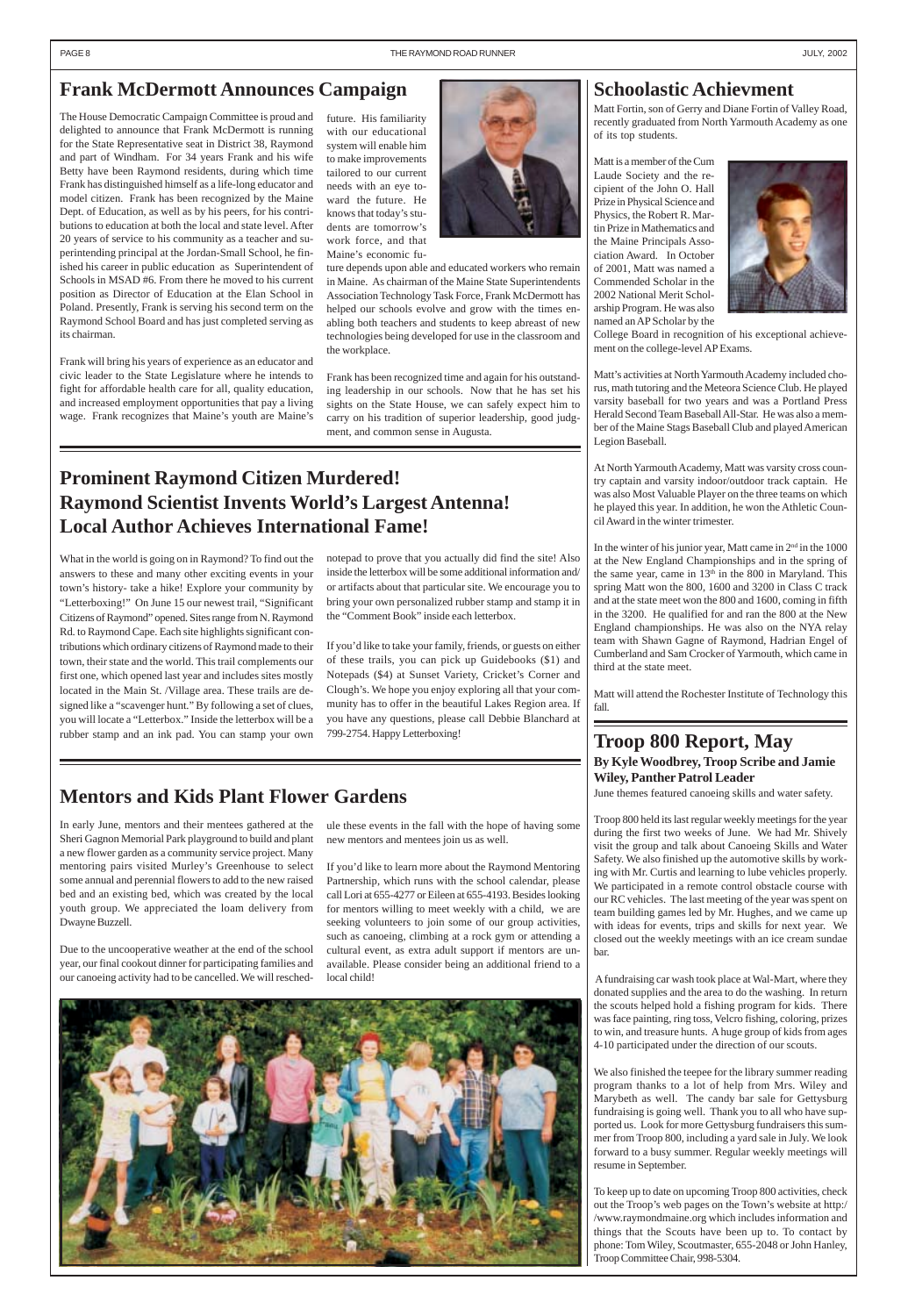## Frank McDermott Announces Campaign

The House Democratic Campaign Committee is proud and delighted to announce that Frank McDermott is running for the State Representative seat in District 38, Raymond and part of Windham. For 34 years Frank and his wife Betty have been Raymond residents, during which time Frank has distinguished himself as a life-long educator and model citizen. Frank has been recognized by the Maine Dept. of Education, as well as by his peers, for his contributions to education at both the local and state level. After 20 years of service to his community as a teacher and superintending principal at the Jordan-Small School, he finished his career in public education as Superintendent of Schools in MSAD #6. From there he moved to his current position as Director of Education at the Elan School in Poland. Presently, Frank is serving his second term on the Raymond School Board and has just completed serving as its chairman.

Frank will bring his years of experience as an educator and civic leader to the State Legislature where he intends to fight for affordable health care for all, quality education, and increased employment opportunities that pay a living wage. Frank recognizes that Maine's youth are Maine's future. His familiarity with our educational system will enable him to make improvements tailored to our current needs with an eye toward the future. He knows that today's students are tomorrow's work force, and that Maine's economic future depends upon able and educated workers who remain in Maine. As chairman of the Maine State Superintendents Association Technology Task Force, Frank McDermott has helped our schools evolve and grow with the times enabling both teachers and students to keep abreast of new technologies being developed for use in the classroom and the workplace.

Frank has been recognized time and again for his outstanding leadership in our schools. Now that he has set his sights on the State House, we can safely expect him to carry on his tradition of superior leadership, good judgment, and common sense in Augusta.

## Prominent Raymond Citizen Murdered! Raymond Scientist Invents World's Largest Antenna! Local Author Achieves International Fame!

What in the world is going on in Raymond? To find out the answers to these and many other exciting events in your town's history- take a hike! Explore your community by "Letterboxing!" On June 15 our newest trail, "Significant Citizens of Raymond" opened. Sites range from N. Raymond Rd. to Raymond Cape. Each site highlights significant contributions which ordinary citizens of Raymond made to their town, their state and the world. This trail complements our first one, which opened last year and includes sites mostly located in the Main St. /Village area. These trails are designed like a "scavenger hunt." By following a set of clues, you will locate a "Letterbox." Inside the letterbox will be a rubber stamp and an ink pad. You can stamp your own notepad to prove that you actually did find the site! Also inside the letterbox will be some additional information and/or artifacts about that particular site. We encourage you to bring your own personalized rubber stamp and stamp it in the "Comment Book" inside each letterbox.

If you'd like to take your family, friends, or guests on either of these trails, you can pick up Guidebooks ($1) and Notepads ($4) at Sunset Variety, Cricket's Corner and Clough's. We hope you enjoy exploring all that your community has to offer in the beautiful Lakes Region area. If you have any questions, please call Debbie Blanchard at 799-2754. Happy Letterboxing!

## Mentors and Kids Plant Flower Gardens

In early June, mentors and their mentees gathered at the Sheri Gagnon Memorial Park playground to build and plant a new flower garden as a community service project. Many mentoring pairs visited Murley's Greenhouse to select some annual and perennial flowers to add to the new raised bed and an existing bed, which was created by the local youth group. We appreciated the loam delivery from Dwayne Buzzell.

Due to the uncooperative weather at the end of the school year, our final cookout dinner for participating families and our canoeing activity had to be cancelled. We will reschedule these events in the fall with the hope of having some new mentors and mentees join us as well.

If you'd like to learn more about the Raymond Mentoring Partnership, which runs with the school calendar, please call Lori at 655-4277 or Eileen at 655-4193. Besides looking for mentors willing to meet weekly with a child, we are seeking volunteers to join some of our group activities, such as canoeing, climbing at a rock gym or attending a cultural event, as extra adult support if mentors are unavailable. Please consider being an additional friend to a local child!

## Schoolastic Achievment

Matt Fortin, son of Gerry and Diane Fortin of Valley Road, recently graduated from North Yarmouth Academy as one of its top students.

Matt is a member of the Cum Laude Society and the recipient of the John O. Hall Prize in Physical Science and Physics, the Robert R. Martin Prize in Mathematics and the Maine Principals Association Award. In October of 2001, Matt was named a Commended Scholar in the 2002 National Merit Scholarship Program. He was also named an AP Scholar by the College Board in recognition of his exceptional achievement on the college-level AP Exams.

Matt's activities at North Yarmouth Academy included chorus, math tutoring and the Meteora Science Club. He played varsity baseball for two years and was a Portland Press Herald Second Team Baseball All-Star. He was also a member of the Maine Stags Baseball Club and played American Legion Baseball.

At North Yarmouth Academy, Matt was varsity cross country captain and varsity indoor/outdoor track captain. He was also Most Valuable Player on the three teams on which he played this year. In addition, he won the Athletic Council Award in the winter trimester.

In the winter of his junior year, Matt came in 2nd in the 1000 at the New England Championships and in the spring of the same year, came in 13th in the 800 in Maryland. This spring Matt won the 800, 1600 and 3200 in Class C track and at the state meet won the 800 and 1600, coming in fifth in the 3200. He qualified for and ran the 800 at the New England championships. He was also on the NYA relay team with Shawn Gagne of Raymond, Hadrian Engel of Cumberland and Sam Crocker of Yarmouth, which came in third at the state meet.

Matt will attend the Rochester Institute of Technology this fall.

## Troop 800 Report, May

**By Kyle Woodbrey, Troop Scribe and Jamie Wiley, Panther Patrol Leader**

June themes featured canoeing skills and water safety.

Troop 800 held its last regular weekly meetings for the year during the first two weeks of June. We had Mr. Shively visit the group and talk about Canoeing Skills and Water Safety. We also finished up the automotive skills by working with Mr. Curtis and learning to lube vehicles properly. We participated in a remote control obstacle course with our RC vehicles. The last meeting of the year was spent on team building games led by Mr. Hughes, and we came up with ideas for events, trips and skills for next year. We closed out the weekly meetings with an ice cream sundae bar.

A fundraising car wash took place at Wal-Mart, where they donated supplies and the area to do the washing. In return the scouts helped hold a fishing program for kids. There was face painting, ring toss, Velcro fishing, coloring, prizes to win, and treasure hunts. A huge group of kids from ages 4-10 participated under the direction of our scouts.

We also finished the teepee for the library summer reading program thanks to a lot of help from Mrs. Wiley and Marybeth as well. The candy bar sale for Gettysburg fundraising is going well. Thank you to all who have supported us. Look for more Gettysburg fundraisers this summer from Troop 800, including a yard sale in July. We look forward to a busy summer. Regular weekly meetings will resume in September.

To keep up to date on upcoming Troop 800 activities, check out the Troop's web pages on the Town's website at http://www.raymondmaine.org which includes information and things that the Scouts have been up to. To contact by phone: Tom Wiley, Scoutmaster, 655-2048 or John Hanley, Troop Committee Chair, 998-5304.